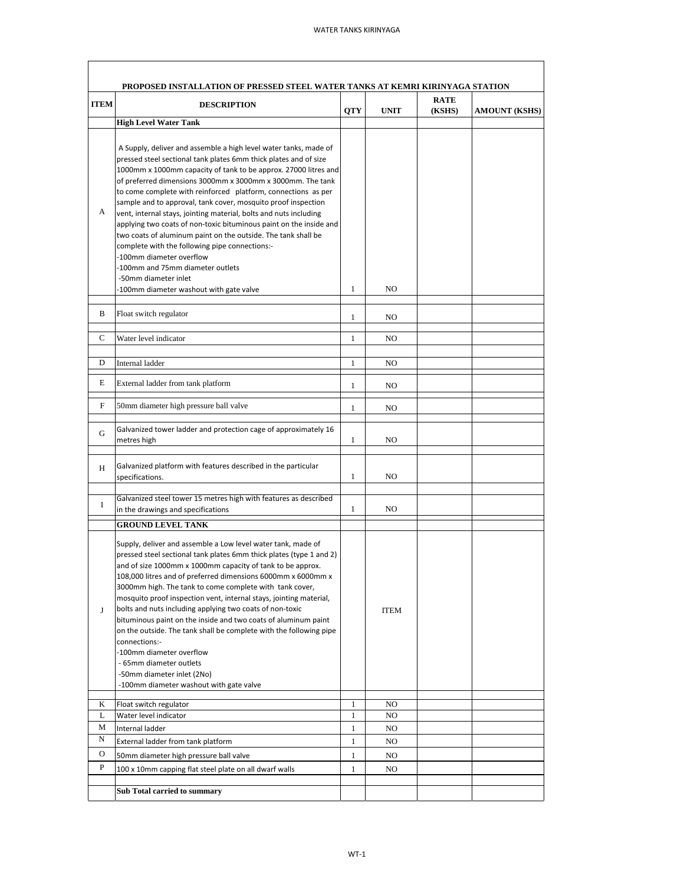| ITEM | DESCRIPTION | QTY | UNIT | RATE (KSHS) | AMOUNT (KSHS) |
|---|---|---|---|---|---|
| | **PROPOSED INSTALLATION OF PRESSED STEEL WATER TANKS AT KEMRI KIRINYAGA STATION** | | | | |
| | **High Level Water Tank** | | | | |
| A | A Supply, deliver and assemble a high level water tanks, made of pressed steel sectional tank plates 6mm thick plates and of size 1000mm x 1000mm capacity of tank to be approx. 27000 litres and of preferred dimensions 3000mm x 3000mm x 3000mm. The tank to come complete with reinforced platform, connections as per sample and to approval, tank cover, mosquito proof inspection vent, internal stays, jointing material, bolts and nuts including applying two coats of non-toxic bituminous paint on the inside and two coats of aluminum paint on the outside. The tank shall be complete with the following pipe connections:-<br>-100mm diameter overflow<br>-100mm and 75mm diameter outlets<br>-50mm diameter inlet<br>-100mm diameter washout with gate valve | 1 | NO | | |
| B | Float switch regulator | 1 | NO | | |
| C | Water level indicator | 1 | NO | | |
| D | Internal ladder | 1 | NO | | |
| E | External ladder from tank platform | 1 | NO | | |
| F | 50mm diameter high pressure ball valve | 1 | NO | | |
| G | Galvanized tower ladder and protection cage of approximately 16 metres high | 1 | NO | | |
| H | Galvanized platform with features described in the particular specifications. | 1 | NO | | |
| I | Galvanized steel tower 15 metres high with features as described in the drawings and specifications | 1 | NO | | |
| | **GROUND LEVEL TANK** | | | | |
| J | Supply, deliver and assemble a Low level water tank, made of pressed steel sectional tank plates 6mm thick plates (type 1 and 2) and of size 1000mm x 1000mm capacity of tank to be approx. 108,000 litres and of preferred dimensions 6000mm x 6000mm x 3000mm high. The tank to come complete with tank cover, mosquito proof inspection vent, internal stays, jointing material, bolts and nuts including applying two coats of non-toxic bituminous paint on the inside and two coats of aluminum paint on the outside. The tank shall be complete with the following pipe connections:-<br>-100mm diameter overflow<br>- 65mm diameter outlets<br>-50mm diameter inlet (2No)<br>-100mm diameter washout with gate valve | | ITEM | | |
| K | Float switch regulator | 1 | NO | | |
| L | Water level indicator | 1 | NO | | |
| M | Internal ladder | 1 | NO | | |
| N | External ladder from tank platform | 1 | NO | | |
| O | 50mm diameter high pressure ball valve | 1 | NO | | |
| P | 100 x 10mm capping flat steel plate on all dwarf walls | 1 | NO | | |
| | **Sub Total carried to summary** | | | | |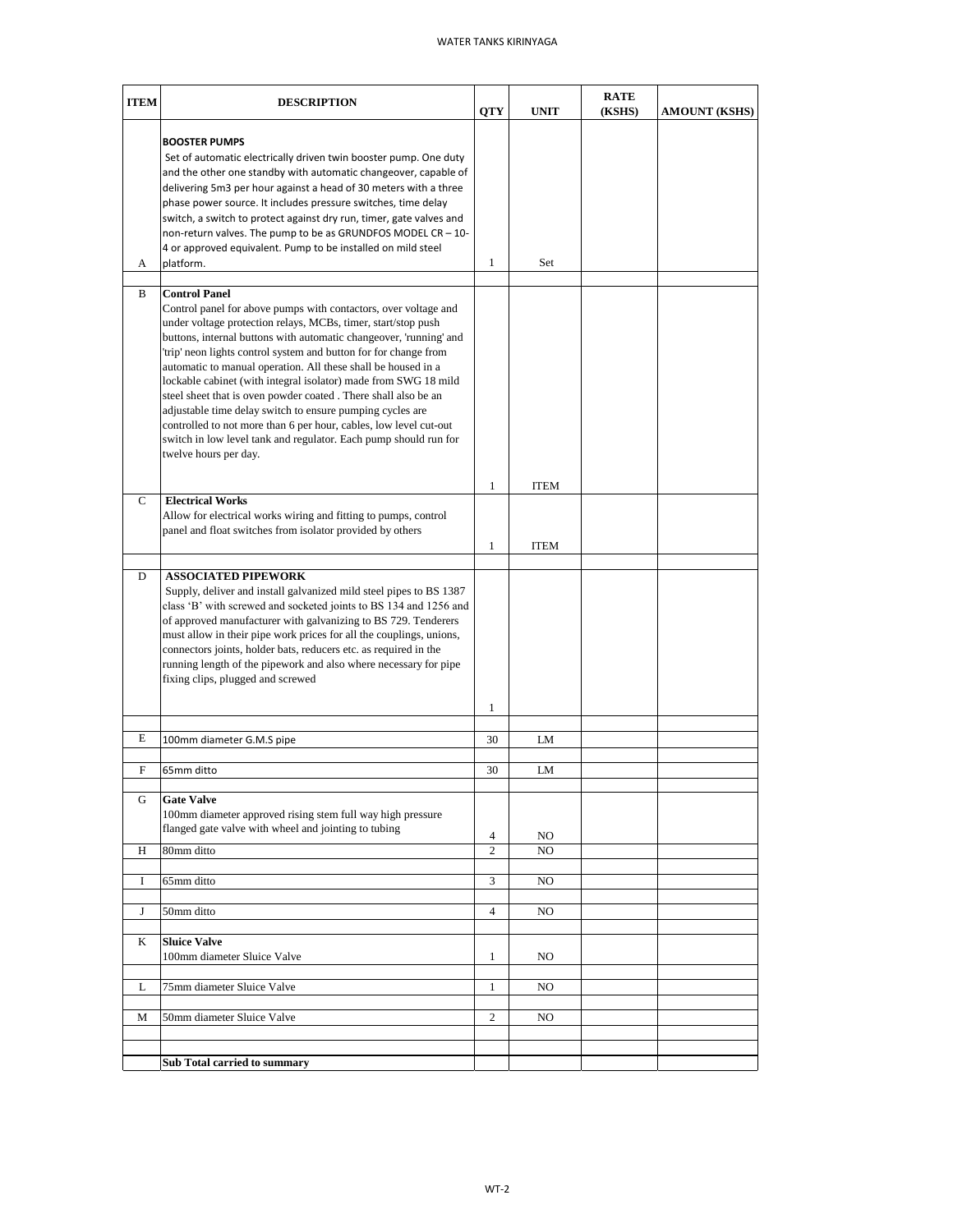| ITEM | DESCRIPTION | QTY | UNIT | RATE (KSHS) | AMOUNT (KSHS) |
|---|---|---|---|---|---|
| A | **BOOSTER PUMPS**<br>Set of automatic electrically driven twin booster pump. One duty and the other one standby with automatic changeover, capable of delivering 5m3 per hour against a head of 30 meters with a three phase power source. It includes pressure switches, time delay switch, a switch to protect against dry run, timer, gate valves and non-return valves. The pump to be as GRUNDFOS MODEL CR – 10-4 or approved equivalent. Pump to be installed on mild steel platform. | 1 | Set | | |
| | | | | | |
| B | **Control Panel**<br>Control panel for above pumps with contactors, over voltage and under voltage protection relays, MCBs, timer, start/stop push buttons, internal buttons with automatic changeover, 'running' and 'trip' neon lights control system and button for for change from automatic to manual operation. All these shall be housed in a lockable cabinet (with integral isolator) made from SWG 18 mild steel sheet that is oven powder coated . There shall also be an adjustable time delay switch to ensure pumping cycles are controlled to not more than 6 per hour, cables, low level cut-out switch in low level tank and regulator. Each pump should run for twelve hours per day. | 1 | ITEM | | |
| C | **Electrical Works**<br>Allow for electrical works wiring and fitting to pumps, control panel and float switches from isolator provided by others | 1 | ITEM | | |
| | | | | | |
| D | **ASSOCIATED PIPEWORK**<br>Supply, deliver and install galvanized mild steel pipes to BS 1387 class 'B' with screwed and socketed joints to BS 134 and 1256 and of approved manufacturer with galvanizing to BS 729. Tenderers must allow in their pipe work prices for all the couplings, unions, connectors joints, holder bats, reducers etc. as required in the running length of the pipework and also where necessary for pipe fixing clips, plugged and screwed | 1 | | | |
| | | | | | |
| E | 100mm diameter G.M.S pipe | 30 | LM | | |
| | | | | | |
| F | 65mm ditto | 30 | LM | | |
| | | | | | |
| G | **Gate Valve**<br>100mm diameter approved rising stem full way high pressure flanged gate valve with wheel and jointing to tubing | 4 | NO | | |
| H | 80mm ditto | 2 | NO | | |
| | | | | | |
| I | 65mm ditto | 3 | NO | | |
| | | | | | |
| J | 50mm ditto | 4 | NO | | |
| | | | | | |
| K | **Sluice Valve**<br>100mm diameter Sluice Valve | 1 | NO | | |
| | | | | | |
| L | 75mm diameter Sluice Valve | 1 | NO | | |
| | | | | | |
| M | 50mm diameter Sluice Valve | 2 | NO | | |
| | | | | | |
| | | | | | |
| | **Sub Total carried to summary** | | | | |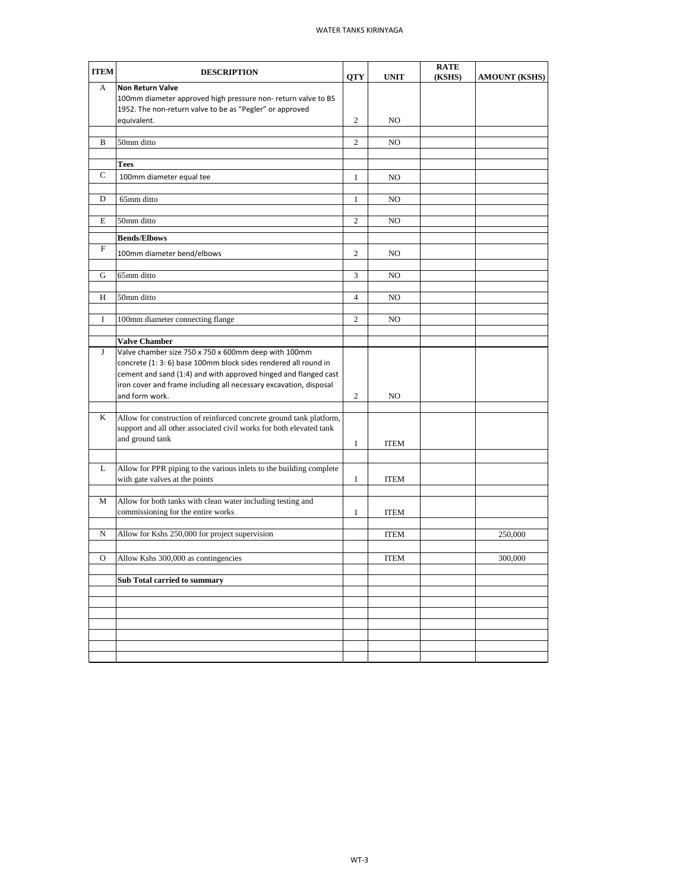| ITEM | DESCRIPTION | QTY | UNIT | RATE (KSHS) | AMOUNT (KSHS) |
|---|---|---|---|---|---|
| A | **Non Return Valve** 100mm diameter approved high pressure non- return valve to BS 1952. The non-return valve to be as "Pegler" or approved equivalent. | 2 | NO | | |
| B | 50mm ditto | 2 | NO | | |
| | **Tees** | | | | |
| C | 100mm diameter equal tee | 1 | NO | | |
| D | 65mm ditto | 1 | NO | | |
| E | 50mm ditto | 2 | NO | | |
| | **Bends/Elbows** | | | | |
| F | 100mm diameter bend/elbows | 2 | NO | | |
| G | 65mm ditto | 3 | NO | | |
| H | 50mm ditto | 4 | NO | | |
| I | 100mm diameter connecting flange | 2 | NO | | |
| | **Valve Chamber** | | | | |
| J | Valve chamber size 750 x 750 x 600mm deep with 100mm concrete (1: 3: 6) base 100mm block sides rendered all round in cement and sand (1:4) and with approved hinged and flanged cast iron cover and frame including all necessary excavation, disposal and form work. | 2 | NO | | |
| K | Allow for construction of reinforced concrete ground tank platform, support and all other associated civil works for both elevated tank and ground tank | 1 | ITEM | | |
| L | Allow for PPR piping to the various inlets to the building complete with gate valves at the points | 1 | ITEM | | |
| M | Allow for both tanks with clean water including testing and commissioning for the entire works | 1 | ITEM | | |
| N | Allow for Kshs 250,000 for project supervision | | ITEM | | 250,000 |
| O | Allow Kshs 300,000 as contingencies | | ITEM | | 300,000 |
| | **Sub Total carried to summary** | | | | |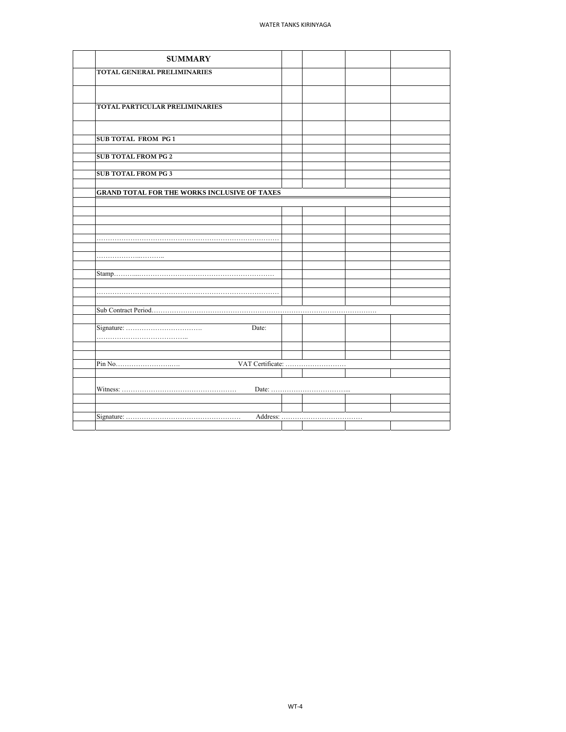| | | | | | |
|---|---|---|---|---|---|
| | **SUMMARY** | | | | |
| | **TOTAL GENERAL PRELIMINARIES** | | | | |
| | | | | | |
| | **TOTAL PARTICULAR PRELIMINARIES** | | | | |
| | | | | | |
| | **SUB TOTAL FROM PG 1** | | | | |
| | | | | | |
| | **SUB TOTAL FROM PG 2** | | | | |
| | | | | | |
| | **SUB TOTAL FROM PG 3** | | | | |
| | | | | | |
| | **GRAND TOTAL FOR THE WORKS INCLUSIVE OF TAXES** | | | | |
| | | | | | |
| | | | | | |
| | | | | | |
| | | | | | |
| | ……………………………………………………………………… | | | | |
| | | | | | |
| | ………………...……….. | | | | |
| | | | | | |
| | Stamp………...…………………………………………………… | | | | |
| | | | | | |
| | ……………………………………………………………………… | | | | |
| | | | | | |
| | Sub Contract Period………………………………………………………………………………………. | | | | |
| | | | | | |
| | Signature: ……………………………. Date: ………………………………….. | | | | |
| | | | | | |
| | | | | | |
| | Pin No……………………..…. VAT Certificate: ……………………… | | | | |
| | | | | | |
| | Witness: …………………………………………… Date: ……………………………... | | | | |
| | | | | | |
| | | | | | |
| | Signature: …………………………………………… Address: ……………………………… | | | | |
| | | | | | |